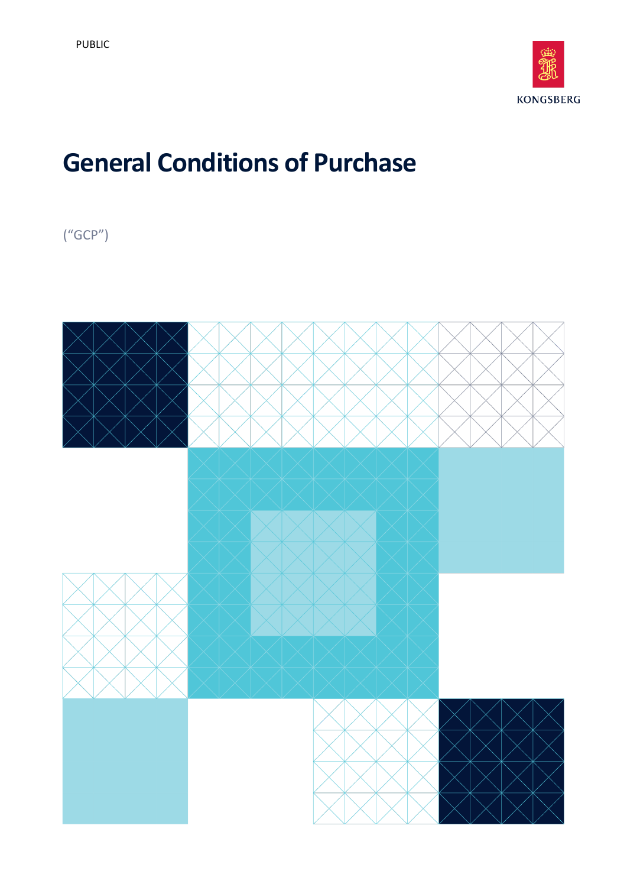PUBLIC

KONGSBERG

# General Conditions of Purchase

("GCP")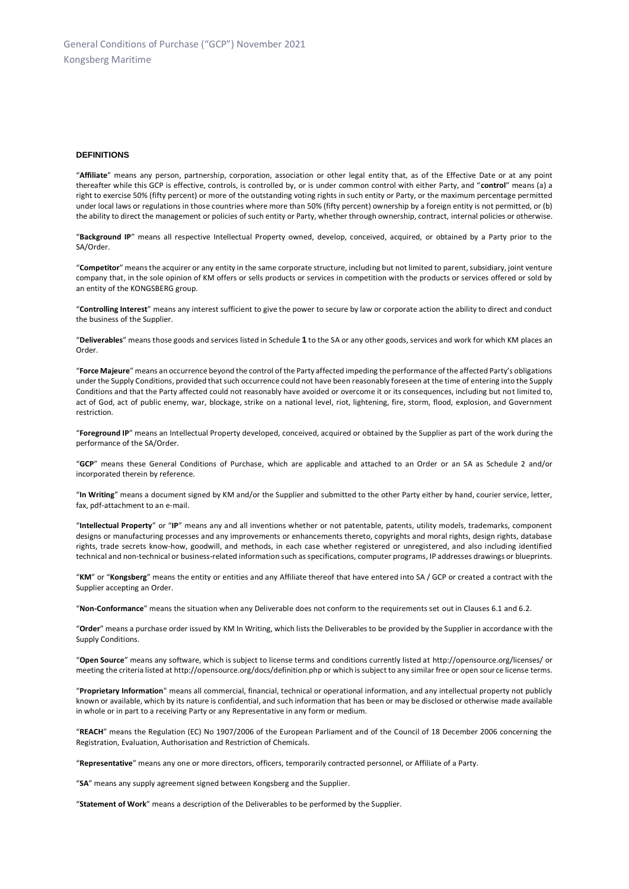## DEFINITIONS

"**Affiliate**" means any person, partnership, corporation, association or other legal entity that, as of the Effective Date or at any point thereafter while this GCP is effective, controls, is controlled by, or is under common control with either Party, and "**control**" means (a) a right to exercise 50% (fifty percent) or more of the outstanding voting rights in such entity or Party, or the maximum percentage permitted under local laws or regulations in those countries where more than 50% (fifty percent) ownership by a foreign entity is not permitted, or (b) the ability to direct the management or policies of such entity or Party, whether through ownership, contract, internal policies or otherwise.

"**Background IP**" means all respective Intellectual Property owned, develop, conceived, acquired, or obtained by a Party prior to the SA/Order.

"**Competitor**" means the acquirer or any entity in the same corporate structure, including but not limited to parent, subsidiary, joint venture company that, in the sole opinion of KM offers or sells products or services in competition with the products or services offered or sold by an entity of the KONGSBERG group.

"**Controlling Interest**" means any interest sufficient to give the power to secure by law or corporate action the ability to direct and conduct the business of the Supplier.

"**Deliverables**" means those goods and services listed in Schedule **1** to the SA or any other goods, services and work for which KM places an Order.

"**Force Majeure**" means an occurrence beyond the control of the Party affected impeding the performance of the affected Party's obligations under the Supply Conditions, provided that such occurrence could not have been reasonably foreseen at the time of entering into the Supply Conditions and that the Party affected could not reasonably have avoided or overcome it or its consequences, including but not limited to, act of God, act of public enemy, war, blockage, strike on a national level, riot, lightening, fire, storm, flood, explosion, and Government restriction.

"**Foreground IP**" means an Intellectual Property developed, conceived, acquired or obtained by the Supplier as part of the work during the performance of the SA/Order.

"**GCP**" means these General Conditions of Purchase, which are applicable and attached to an Order or an SA as Schedule 2 and/or incorporated therein by reference.

"**In Writing**" means a document signed by KM and/or the Supplier and submitted to the other Party either by hand, courier service, letter, fax, pdf-attachment to an e-mail.

"**Intellectual Property**" or "**IP**" means any and all inventions whether or not patentable, patents, utility models, trademarks, component designs or manufacturing processes and any improvements or enhancements thereto, copyrights and moral rights, design rights, database rights, trade secrets know-how, goodwill, and methods, in each case whether registered or unregistered, and also including identified technical and non-technical or business-related information such as specifications, computer programs, IP addresses drawings or blueprints.

"**KM**" or "**Kongsberg**" means the entity or entities and any Affiliate thereof that have entered into SA / GCP or created a contract with the Supplier accepting an Order.

"**Non-Conformance**" means the situation when any Deliverable does not conform to the requirements set out in Clauses 6.1 and 6.2.

"**Order**" means a purchase order issued by KM In Writing, which lists the Deliverables to be provided by the Supplier in accordance with the Supply Conditions.

"**Open Source**" means any software, which is subject to license terms and conditions currently listed at http://opensource.org/licenses/ or meeting the criteria listed at http://opensource.org/docs/definition.php or which is subject to any similar free or open source license terms.

"**Proprietary Information**" means all commercial, financial, technical or operational information, and any intellectual property not publicly known or available, which by its nature is confidential, and such information that has been or may be disclosed or otherwise made available in whole or in part to a receiving Party or any Representative in any form or medium.

"**REACH**" means the Regulation (EC) No 1907/2006 of the European Parliament and of the Council of 18 December 2006 concerning the Registration, Evaluation, Authorisation and Restriction of Chemicals.

"**Representative**" means any one or more directors, officers, temporarily contracted personnel, or Affiliate of a Party.

"**SA**" means any supply agreement signed between Kongsberg and the Supplier.

"**Statement of Work**" means a description of the Deliverables to be performed by the Supplier.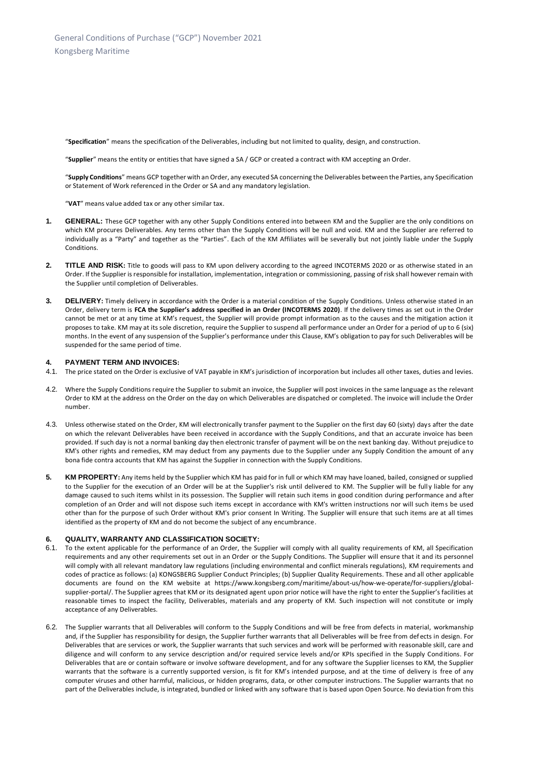"**Specification**" means the specification of the Deliverables, including but not limited to quality, design, and construction.

"**Supplier**" means the entity or entities that have signed a SA / GCP or created a contract with KM accepting an Order.

"**Supply Conditions**" means GCP together with an Order, any executed SA concerning the Deliverables between the Parties, any Specification or Statement of Work referenced in the Order or SA and any mandatory legislation.

"**VAT**" means value added tax or any other similar tax.

1. **GENERAL:** These GCP together with any other Supply Conditions entered into between KM and the Supplier are the only conditions on which KM procures Deliverables. Any terms other than the Supply Conditions will be null and void. KM and the Supplier are referred to individually as a "Party" and together as the "Parties". Each of the KM Affiliates will be severally but not jointly liable under the Supply Conditions.

2. **TITLE AND RISK:** Title to goods will pass to KM upon delivery according to the agreed INCOTERMS 2020 or as otherwise stated in an Order. If the Supplier is responsible for installation, implementation, integration or commissioning, passing of risk shall however remain with the Supplier until completion of Deliverables.

3. **DELIVERY:** Timely delivery in accordance with the Order is a material condition of the Supply Conditions. Unless otherwise stated in an Order, delivery term is **FCA the Supplier's address specified in an Order (INCOTERMS 2020)**. If the delivery times as set out in the Order cannot be met or at any time at KM's request, the Supplier will provide prompt information as to the causes and the mitigation action it proposes to take. KM may at its sole discretion, require the Supplier to suspend all performance under an Order for a period of up to 6 (six) months. In the event of any suspension of the Supplier's performance under this Clause, KM's obligation to pay for such Deliverables will be suspended for the same period of time.

4. **PAYMENT TERM AND INVOICES:**

4.1. The price stated on the Order is exclusive of VAT payable in KM's jurisdiction of incorporation but includes all other taxes, duties and levies.

4.2. Where the Supply Conditions require the Supplier to submit an invoice, the Supplier will post invoices in the same language as the relevant Order to KM at the address on the Order on the day on which Deliverables are dispatched or completed. The invoice will include the Order number.

4.3. Unless otherwise stated on the Order, KM will electronically transfer payment to the Supplier on the first day 60 (sixty) days after the date on which the relevant Deliverables have been received in accordance with the Supply Conditions, and that an accurate invoice has been provided. If such day is not a normal banking day then electronic transfer of payment will be on the next banking day. Without prejudice to KM's other rights and remedies, KM may deduct from any payments due to the Supplier under any Supply Condition the amount of any bona fide contra accounts that KM has against the Supplier in connection with the Supply Conditions.

5. **KM PROPERTY:** Any items held by the Supplier which KM has paid for in full or which KM may have loaned, bailed, consigned or supplied to the Supplier for the execution of an Order will be at the Supplier's risk until delivered to KM. The Supplier will be fully liable for any damage caused to such items whilst in its possession. The Supplier will retain such items in good condition during performance and after completion of an Order and will not dispose such items except in accordance with KM's written instructions nor will such items be used other than for the purpose of such Order without KM's prior consent In Writing. The Supplier will ensure that such items are at all times identified as the property of KM and do not become the subject of any encumbrance.

6. **QUALITY, WARRANTY AND CLASSIFICATION SOCIETY:**

6.1. To the extent applicable for the performance of an Order, the Supplier will comply with all quality requirements of KM, all Specification requirements and any other requirements set out in an Order or the Supply Conditions. The Supplier will ensure that it and its personnel will comply with all relevant mandatory law regulations (including environmental and conflict minerals regulations), KM requirements and codes of practice as follows: (a) KONGSBERG Supplier Conduct Principles; (b) Supplier Quality Requirements. These and all other applicable documents are found on the KM website at https://www.kongsberg.com/maritime/about-us/how-we-operate/for-suppliers/global-supplier-portal/. The Supplier agrees that KM or its designated agent upon prior notice will have the right to enter the Supplier's facilities at reasonable times to inspect the facility, Deliverables, materials and any property of KM. Such inspection will not constitute or imply acceptance of any Deliverables.

6.2. The Supplier warrants that all Deliverables will conform to the Supply Conditions and will be free from defects in material, workmanship and, if the Supplier has responsibility for design, the Supplier further warrants that all Deliverables will be free from defects in design. For Deliverables that are services or work, the Supplier warrants that such services and work will be performed with reasonable skill, care and diligence and will conform to any service description and/or required service levels and/or KPIs specified in the Supply Conditions. For Deliverables that are or contain software or involve software development, and for any software the Supplier licenses to KM, the Supplier warrants that the software is a currently supported version, is fit for KM's intended purpose, and at the time of delivery is free of any computer viruses and other harmful, malicious, or hidden programs, data, or other computer instructions. The Supplier warrants that no part of the Deliverables include, is integrated, bundled or linked with any software that is based upon Open Source. No deviation from this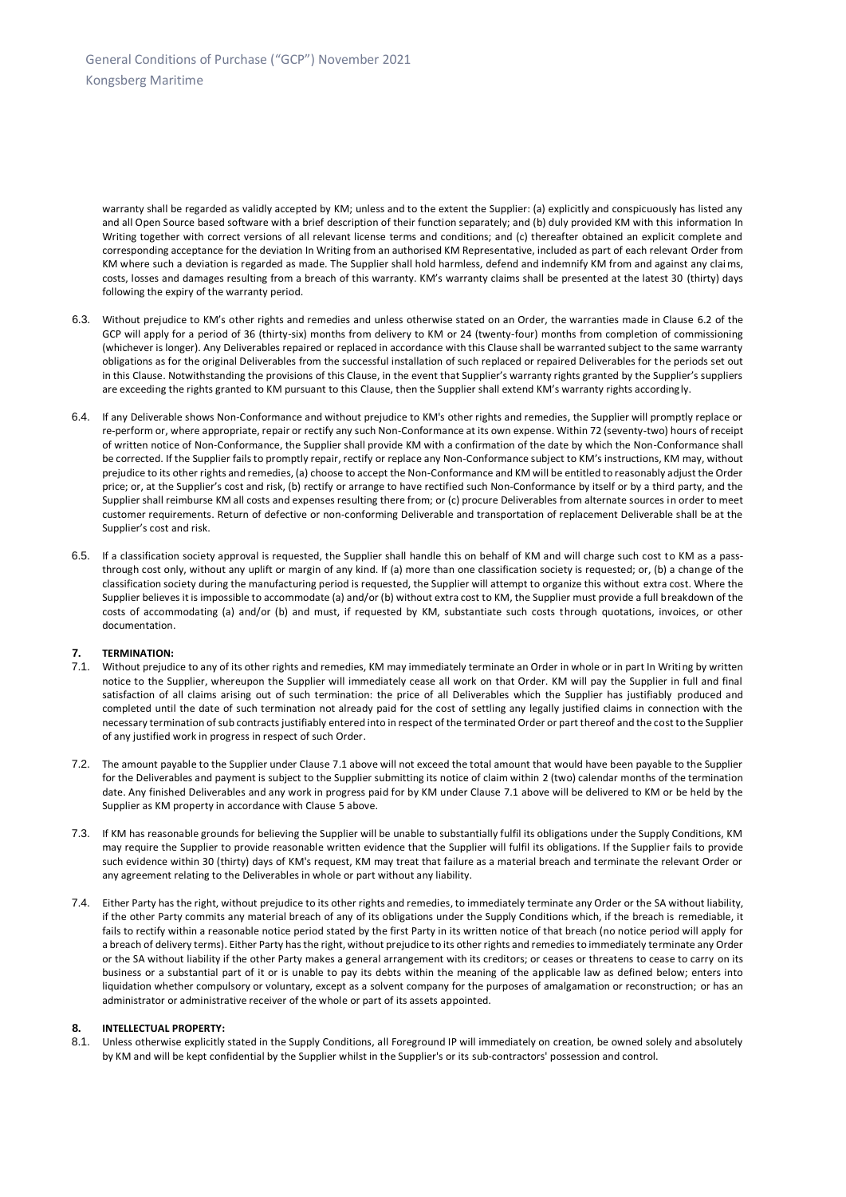warranty shall be regarded as validly accepted by KM; unless and to the extent the Supplier: (a) explicitly and conspicuously has listed any and all Open Source based software with a brief description of their function separately; and (b) duly provided KM with this information In Writing together with correct versions of all relevant license terms and conditions; and (c) thereafter obtained an explicit complete and corresponding acceptance for the deviation In Writing from an authorised KM Representative, included as part of each relevant Order from KM where such a deviation is regarded as made. The Supplier shall hold harmless, defend and indemnify KM from and against any claims, costs, losses and damages resulting from a breach of this warranty. KM's warranty claims shall be presented at the latest 30 (thirty) days following the expiry of the warranty period.

6.3. Without prejudice to KM's other rights and remedies and unless otherwise stated on an Order, the warranties made in Clause 6.2 of the GCP will apply for a period of 36 (thirty-six) months from delivery to KM or 24 (twenty-four) months from completion of commissioning (whichever is longer). Any Deliverables repaired or replaced in accordance with this Clause shall be warranted subject to the same warranty obligations as for the original Deliverables from the successful installation of such replaced or repaired Deliverables for the periods set out in this Clause. Notwithstanding the provisions of this Clause, in the event that Supplier's warranty rights granted by the Supplier's suppliers are exceeding the rights granted to KM pursuant to this Clause, then the Supplier shall extend KM's warranty rights accordingly.

6.4. If any Deliverable shows Non-Conformance and without prejudice to KM's other rights and remedies, the Supplier will promptly replace or re-perform or, where appropriate, repair or rectify any such Non-Conformance at its own expense. Within 72 (seventy-two) hours of receipt of written notice of Non-Conformance, the Supplier shall provide KM with a confirmation of the date by which the Non-Conformance shall be corrected. If the Supplier fails to promptly repair, rectify or replace any Non-Conformance subject to KM's instructions, KM may, without prejudice to its other rights and remedies, (a) choose to accept the Non-Conformance and KM will be entitled to reasonably adjust the Order price; or, at the Supplier's cost and risk, (b) rectify or arrange to have rectified such Non-Conformance by itself or by a third party, and the Supplier shall reimburse KM all costs and expenses resulting there from; or (c) procure Deliverables from alternate sources in order to meet customer requirements. Return of defective or non-conforming Deliverable and transportation of replacement Deliverable shall be at the Supplier's cost and risk.

6.5. If a classification society approval is requested, the Supplier shall handle this on behalf of KM and will charge such cost to KM as a pass-through cost only, without any uplift or margin of any kind. If (a) more than one classification society is requested; or, (b) a change of the classification society during the manufacturing period is requested, the Supplier will attempt to organize this without extra cost. Where the Supplier believes it is impossible to accommodate (a) and/or (b) without extra cost to KM, the Supplier must provide a full breakdown of the costs of accommodating (a) and/or (b) and must, if requested by KM, substantiate such costs through quotations, invoices, or other documentation.

## 7. TERMINATION:

7.1. Without prejudice to any of its other rights and remedies, KM may immediately terminate an Order in whole or in part In Writing by written notice to the Supplier, whereupon the Supplier will immediately cease all work on that Order. KM will pay the Supplier in full and final satisfaction of all claims arising out of such termination: the price of all Deliverables which the Supplier has justifiably produced and completed until the date of such termination not already paid for the cost of settling any legally justified claims in connection with the necessary termination of sub contracts justifiably entered into in respect of the terminated Order or part thereof and the cost to the Supplier of any justified work in progress in respect of such Order.

7.2. The amount payable to the Supplier under Clause 7.1 above will not exceed the total amount that would have been payable to the Supplier for the Deliverables and payment is subject to the Supplier submitting its notice of claim within 2 (two) calendar months of the termination date. Any finished Deliverables and any work in progress paid for by KM under Clause 7.1 above will be delivered to KM or be held by the Supplier as KM property in accordance with Clause 5 above.

7.3. If KM has reasonable grounds for believing the Supplier will be unable to substantially fulfil its obligations under the Supply Conditions, KM may require the Supplier to provide reasonable written evidence that the Supplier will fulfil its obligations. If the Supplier fails to provide such evidence within 30 (thirty) days of KM's request, KM may treat that failure as a material breach and terminate the relevant Order or any agreement relating to the Deliverables in whole or part without any liability.

7.4. Either Party has the right, without prejudice to its other rights and remedies, to immediately terminate any Order or the SA without liability, if the other Party commits any material breach of any of its obligations under the Supply Conditions which, if the breach is remediable, it fails to rectify within a reasonable notice period stated by the first Party in its written notice of that breach (no notice period will apply for a breach of delivery terms). Either Party has the right, without prejudice to its other rights and remedies to immediately terminate any Order or the SA without liability if the other Party makes a general arrangement with its creditors; or ceases or threatens to cease to carry on its business or a substantial part of it or is unable to pay its debts within the meaning of the applicable law as defined below; enters into liquidation whether compulsory or voluntary, except as a solvent company for the purposes of amalgamation or reconstruction; or has an administrator or administrative receiver of the whole or part of its assets appointed.

## 8. INTELLECTUAL PROPERTY:

8.1. Unless otherwise explicitly stated in the Supply Conditions, all Foreground IP will immediately on creation, be owned solely and absolutely by KM and will be kept confidential by the Supplier whilst in the Supplier's or its sub-contractors' possession and control.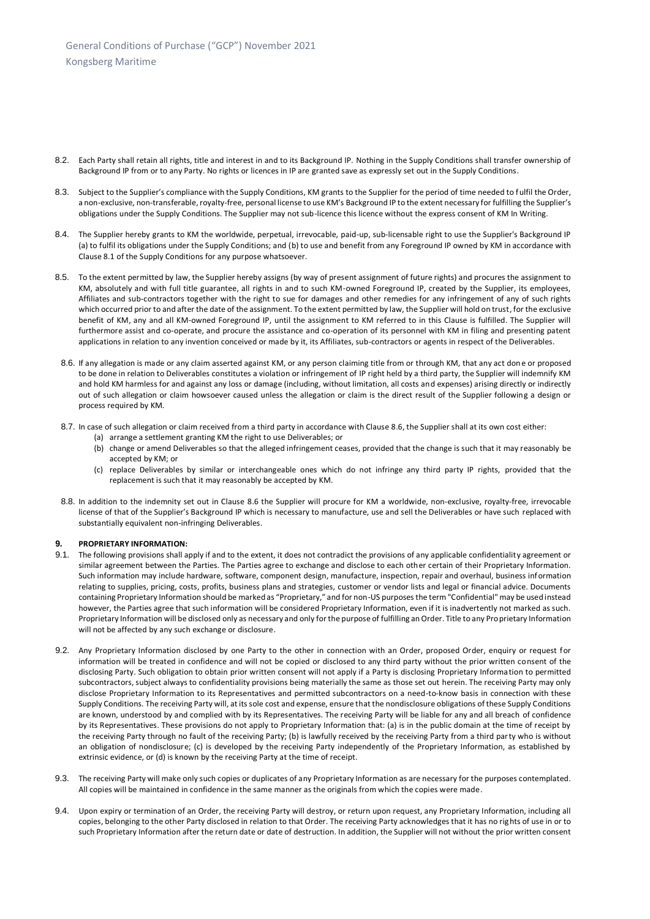8.2. Each Party shall retain all rights, title and interest in and to its Background IP. Nothing in the Supply Conditions shall transfer ownership of Background IP from or to any Party. No rights or licences in IP are granted save as expressly set out in the Supply Conditions.

8.3. Subject to the Supplier's compliance with the Supply Conditions, KM grants to the Supplier for the period of time needed to fulfil the Order, a non-exclusive, non-transferable, royalty-free, personal license to use KM's Background IP to the extent necessary for fulfilling the Supplier's obligations under the Supply Conditions. The Supplier may not sub-licence this licence without the express consent of KM In Writing.

8.4. The Supplier hereby grants to KM the worldwide, perpetual, irrevocable, paid-up, sub-licensable right to use the Supplier's Background IP (a) to fulfil its obligations under the Supply Conditions; and (b) to use and benefit from any Foreground IP owned by KM in accordance with Clause 8.1 of the Supply Conditions for any purpose whatsoever.

8.5. To the extent permitted by law, the Supplier hereby assigns (by way of present assignment of future rights) and procures the assignment to KM, absolutely and with full title guarantee, all rights in and to such KM-owned Foreground IP, created by the Supplier, its employees, Affiliates and sub-contractors together with the right to sue for damages and other remedies for any infringement of any of such rights which occurred prior to and after the date of the assignment. To the extent permitted by law, the Supplier will hold on trust, for the exclusive benefit of KM, any and all KM-owned Foreground IP, until the assignment to KM referred to in this Clause is fulfilled. The Supplier will furthermore assist and co-operate, and procure the assistance and co-operation of its personnel with KM in filing and presenting patent applications in relation to any invention conceived or made by it, its Affiliates, sub-contractors or agents in respect of the Deliverables.

8.6. If any allegation is made or any claim asserted against KM, or any person claiming title from or through KM, that any act done or proposed to be done in relation to Deliverables constitutes a violation or infringement of IP right held by a third party, the Supplier will indemnify KM and hold KM harmless for and against any loss or damage (including, without limitation, all costs and expenses) arising directly or indirectly out of such allegation or claim howsoever caused unless the allegation or claim is the direct result of the Supplier following a design or process required by KM.

8.7. In case of such allegation or claim received from a third party in accordance with Clause 8.6, the Supplier shall at its own cost either:

(a) arrange a settlement granting KM the right to use Deliverables; or

(b) change or amend Deliverables so that the alleged infringement ceases, provided that the change is such that it may reasonably be accepted by KM; or

(c) replace Deliverables by similar or interchangeable ones which do not infringe any third party IP rights, provided that the replacement is such that it may reasonably be accepted by KM.

8.8. In addition to the indemnity set out in Clause 8.6 the Supplier will procure for KM a worldwide, non-exclusive, royalty-free, irrevocable license of that of the Supplier's Background IP which is necessary to manufacture, use and sell the Deliverables or have such replaced with substantially equivalent non-infringing Deliverables.

## 9. PROPRIETARY INFORMATION:

9.1. The following provisions shall apply if and to the extent, it does not contradict the provisions of any applicable confidentiality agreement or similar agreement between the Parties. The Parties agree to exchange and disclose to each other certain of their Proprietary Information. Such information may include hardware, software, component design, manufacture, inspection, repair and overhaul, business information relating to supplies, pricing, costs, profits, business plans and strategies, customer or vendor lists and legal or financial advice. Documents containing Proprietary Information should be marked as "Proprietary," and for non-US purposes the term "Confidential" may be used instead however, the Parties agree that such information will be considered Proprietary Information, even if it is inadvertently not marked as such. Proprietary Information will be disclosed only as necessary and only for the purpose of fulfilling an Order. Title to any Proprietary Information will not be affected by any such exchange or disclosure.

9.2. Any Proprietary Information disclosed by one Party to the other in connection with an Order, proposed Order, enquiry or request for information will be treated in confidence and will not be copied or disclosed to any third party without the prior written consent of the disclosing Party. Such obligation to obtain prior written consent will not apply if a Party is disclosing Proprietary Information to permitted subcontractors, subject always to confidentiality provisions being materially the same as those set out herein. The receiving Party may only disclose Proprietary Information to its Representatives and permitted subcontractors on a need-to-know basis in connection with these Supply Conditions. The receiving Party will, at its sole cost and expense, ensure that the nondisclosure obligations of these Supply Conditions are known, understood by and complied with by its Representatives. The receiving Party will be liable for any and all breach of confidence by its Representatives. These provisions do not apply to Proprietary Information that: (a) is in the public domain at the time of receipt by the receiving Party through no fault of the receiving Party; (b) is lawfully received by the receiving Party from a third party who is without an obligation of nondisclosure; (c) is developed by the receiving Party independently of the Proprietary Information, as established by extrinsic evidence, or (d) is known by the receiving Party at the time of receipt.

9.3. The receiving Party will make only such copies or duplicates of any Proprietary Information as are necessary for the purposes contemplated. All copies will be maintained in confidence in the same manner as the originals from which the copies were made.

9.4. Upon expiry or termination of an Order, the receiving Party will destroy, or return upon request, any Proprietary Information, including all copies, belonging to the other Party disclosed in relation to that Order. The receiving Party acknowledges that it has no rights of use in or to such Proprietary Information after the return date or date of destruction. In addition, the Supplier will not without the prior written consent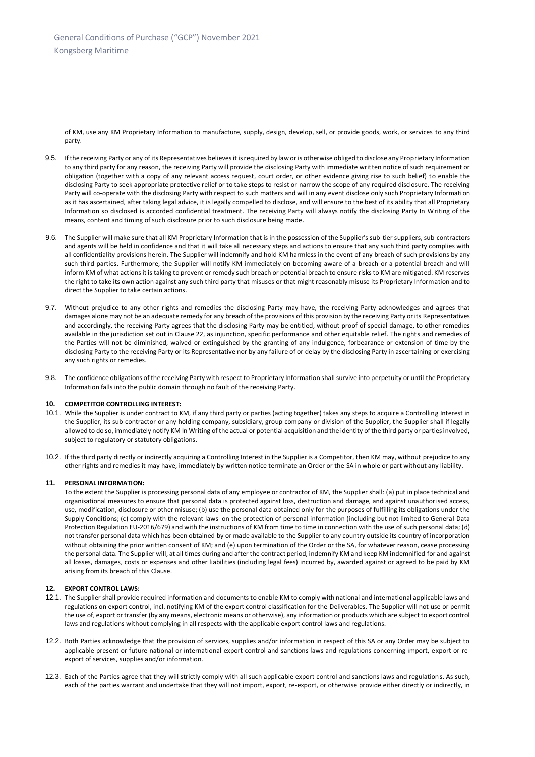of KM, use any KM Proprietary Information to manufacture, supply, design, develop, sell, or provide goods, work, or services to any third party.

9.5. If the receiving Party or any of its Representatives believes it is required by law or is otherwise obliged to disclose any Proprietary Information to any third party for any reason, the receiving Party will provide the disclosing Party with immediate written notice of such requirement or obligation (together with a copy of any relevant access request, court order, or other evidence giving rise to such belief) to enable the disclosing Party to seek appropriate protective relief or to take steps to resist or narrow the scope of any required disclosure. The receiving Party will co-operate with the disclosing Party with respect to such matters and will in any event disclose only such Proprietary Information as it has ascertained, after taking legal advice, it is legally compelled to disclose, and will ensure to the best of its ability that all Proprietary Information so disclosed is accorded confidential treatment. The receiving Party will always notify the disclosing Party In Writing of the means, content and timing of such disclosure prior to such disclosure being made.

9.6. The Supplier will make sure that all KM Proprietary Information that is in the possession of the Supplier's sub-tier suppliers, sub-contractors and agents will be held in confidence and that it will take all necessary steps and actions to ensure that any such third party complies with all confidentiality provisions herein. The Supplier will indemnify and hold KM harmless in the event of any breach of such provisions by any such third parties. Furthermore, the Supplier will notify KM immediately on becoming aware of a breach or a potential breach and will inform KM of what actions it is taking to prevent or remedy such breach or potential breach to ensure risks to KM are mitigated. KM reserves the right to take its own action against any such third party that misuses or that might reasonably misuse its Proprietary Information and to direct the Supplier to take certain actions.

9.7. Without prejudice to any other rights and remedies the disclosing Party may have, the receiving Party acknowledges and agrees that damages alone may not be an adequate remedy for any breach of the provisions of this provision by the receiving Party or its Representatives and accordingly, the receiving Party agrees that the disclosing Party may be entitled, without proof of special damage, to other remedies available in the jurisdiction set out in Clause 22, as injunction, specific performance and other equitable relief. The rights and remedies of the Parties will not be diminished, waived or extinguished by the granting of any indulgence, forbearance or extension of time by the disclosing Party to the receiving Party or its Representative nor by any failure of or delay by the disclosing Party in ascertaining or exercising any such rights or remedies.

9.8. The confidence obligations of the receiving Party with respect to Proprietary Information shall survive into perpetuity or until the Proprietary Information falls into the public domain through no fault of the receiving Party.

## 10. COMPETITOR CONTROLLING INTEREST:

10.1. While the Supplier is under contract to KM, if any third party or parties (acting together) takes any steps to acquire a Controlling Interest in the Supplier, its sub-contractor or any holding company, subsidiary, group company or division of the Supplier, the Supplier shall if legally allowed to do so, immediately notify KM In Writing of the actual or potential acquisition and the identity of the third party or parties involved, subject to regulatory or statutory obligations.

10.2. If the third party directly or indirectly acquiring a Controlling Interest in the Supplier is a Competitor, then KM may, without prejudice to any other rights and remedies it may have, immediately by written notice terminate an Order or the SA in whole or part without any liability.

## 11. PERSONAL INFORMATION:

To the extent the Supplier is processing personal data of any employee or contractor of KM, the Supplier shall: (a) put in place technical and organisational measures to ensure that personal data is protected against loss, destruction and damage, and against unauthorised access, use, modification, disclosure or other misuse; (b) use the personal data obtained only for the purposes of fulfilling its obligations under the Supply Conditions; (c) comply with the relevant laws on the protection of personal information (including but not limited to General Data Protection Regulation EU-2016/679) and with the instructions of KM from time to time in connection with the use of such personal data; (d) not transfer personal data which has been obtained by or made available to the Supplier to any country outside its country of incorporation without obtaining the prior written consent of KM; and (e) upon termination of the Order or the SA, for whatever reason, cease processing the personal data. The Supplier will, at all times during and after the contract period, indemnify KM and keep KM indemnified for and against all losses, damages, costs or expenses and other liabilities (including legal fees) incurred by, awarded against or agreed to be paid by KM arising from its breach of this Clause.

## 12. EXPORT CONTROL LAWS:

12.1. The Supplier shall provide required information and documents to enable KM to comply with national and international applicable laws and regulations on export control, incl. notifying KM of the export control classification for the Deliverables. The Supplier will not use or permit the use of, export or transfer (by any means, electronic means or otherwise), any information or products which are subject to export control laws and regulations without complying in all respects with the applicable export control laws and regulations.

12.2. Both Parties acknowledge that the provision of services, supplies and/or information in respect of this SA or any Order may be subject to applicable present or future national or international export control and sanctions laws and regulations concerning import, export or re-export of services, supplies and/or information.

12.3. Each of the Parties agree that they will strictly comply with all such applicable export control and sanctions laws and regulations. As such, each of the parties warrant and undertake that they will not import, export, re-export, or otherwise provide either directly or indirectly, in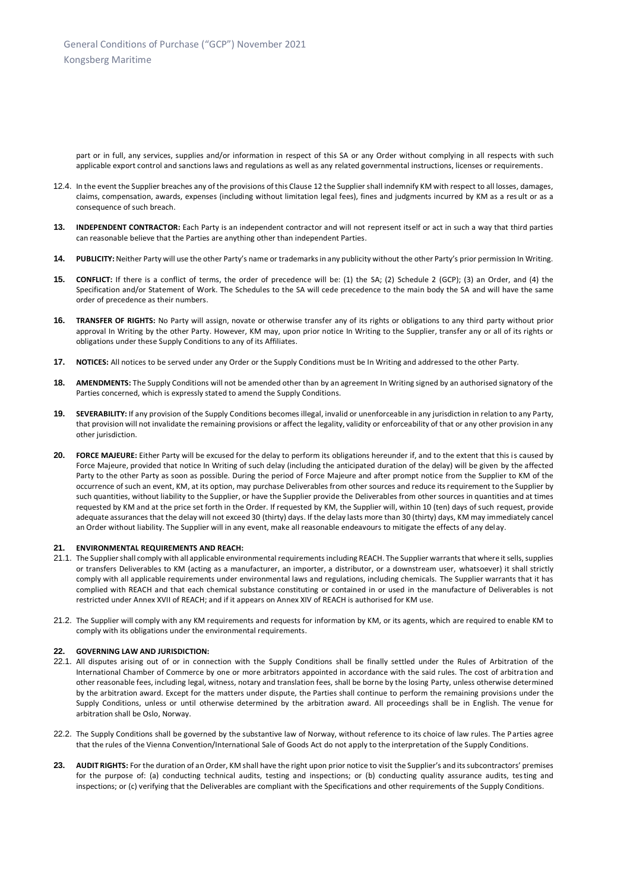part or in full, any services, supplies and/or information in respect of this SA or any Order without complying in all respects with such applicable export control and sanctions laws and regulations as well as any related governmental instructions, licenses or requirements.

12.4. In the event the Supplier breaches any of the provisions of this Clause 12 the Supplier shall indemnify KM with respect to all losses, damages, claims, compensation, awards, expenses (including without limitation legal fees), fines and judgments incurred by KM as a result or as a consequence of such breach.

**13. INDEPENDENT CONTRACTOR:** Each Party is an independent contractor and will not represent itself or act in such a way that third parties can reasonable believe that the Parties are anything other than independent Parties.

**14. PUBLICITY:** Neither Party will use the other Party's name or trademarks in any publicity without the other Party's prior permission In Writing.

**15. CONFLICT:** If there is a conflict of terms, the order of precedence will be: (1) the SA; (2) Schedule 2 (GCP); (3) an Order, and (4) the Specification and/or Statement of Work. The Schedules to the SA will cede precedence to the main body the SA and will have the same order of precedence as their numbers.

**16. TRANSFER OF RIGHTS:** No Party will assign, novate or otherwise transfer any of its rights or obligations to any third party without prior approval In Writing by the other Party. However, KM may, upon prior notice In Writing to the Supplier, transfer any or all of its rights or obligations under these Supply Conditions to any of its Affiliates.

**17. NOTICES:** All notices to be served under any Order or the Supply Conditions must be In Writing and addressed to the other Party.

**18. AMENDMENTS:** The Supply Conditions will not be amended other than by an agreement In Writing signed by an authorised signatory of the Parties concerned, which is expressly stated to amend the Supply Conditions.

**19. SEVERABILITY:** If any provision of the Supply Conditions becomes illegal, invalid or unenforceable in any jurisdiction in relation to any Party, that provision will not invalidate the remaining provisions or affect the legality, validity or enforceability of that or any other provision in any other jurisdiction.

**20. FORCE MAJEURE:** Either Party will be excused for the delay to perform its obligations hereunder if, and to the extent that this is caused by Force Majeure, provided that notice In Writing of such delay (including the anticipated duration of the delay) will be given by the affected Party to the other Party as soon as possible. During the period of Force Majeure and after prompt notice from the Supplier to KM of the occurrence of such an event, KM, at its option, may purchase Deliverables from other sources and reduce its requirement to the Supplier by such quantities, without liability to the Supplier, or have the Supplier provide the Deliverables from other sources in quantities and at times requested by KM and at the price set forth in the Order. If requested by KM, the Supplier will, within 10 (ten) days of such request, provide adequate assurances that the delay will not exceed 30 (thirty) days. If the delay lasts more than 30 (thirty) days, KM may immediately cancel an Order without liability. The Supplier will in any event, make all reasonable endeavours to mitigate the effects of any delay.

**21. ENVIRONMENTAL REQUIREMENTS AND REACH:**

21.1. The Supplier shall comply with all applicable environmental requirements including REACH. The Supplier warrants that where it sells, supplies or transfers Deliverables to KM (acting as a manufacturer, an importer, a distributor, or a downstream user, whatsoever) it shall strictly comply with all applicable requirements under environmental laws and regulations, including chemicals. The Supplier warrants that it has complied with REACH and that each chemical substance constituting or contained in or used in the manufacture of Deliverables is not restricted under Annex XVII of REACH; and if it appears on Annex XIV of REACH is authorised for KM use.

21.2. The Supplier will comply with any KM requirements and requests for information by KM, or its agents, which are required to enable KM to comply with its obligations under the environmental requirements.

**22. GOVERNING LAW AND JURISDICTION:**

22.1. All disputes arising out of or in connection with the Supply Conditions shall be finally settled under the Rules of Arbitration of the International Chamber of Commerce by one or more arbitrators appointed in accordance with the said rules. The cost of arbitration and other reasonable fees, including legal, witness, notary and translation fees, shall be borne by the losing Party, unless otherwise determined by the arbitration award. Except for the matters under dispute, the Parties shall continue to perform the remaining provisions under the Supply Conditions, unless or until otherwise determined by the arbitration award. All proceedings shall be in English. The venue for arbitration shall be Oslo, Norway.

22.2. The Supply Conditions shall be governed by the substantive law of Norway, without reference to its choice of law rules. The Parties agree that the rules of the Vienna Convention/International Sale of Goods Act do not apply to the interpretation of the Supply Conditions.

**23. AUDIT RIGHTS:** For the duration of an Order, KM shall have the right upon prior notice to visit the Supplier's and its subcontractors' premises for the purpose of: (a) conducting technical audits, testing and inspections; or (b) conducting quality assurance audits, testing and inspections; or (c) verifying that the Deliverables are compliant with the Specifications and other requirements of the Supply Conditions.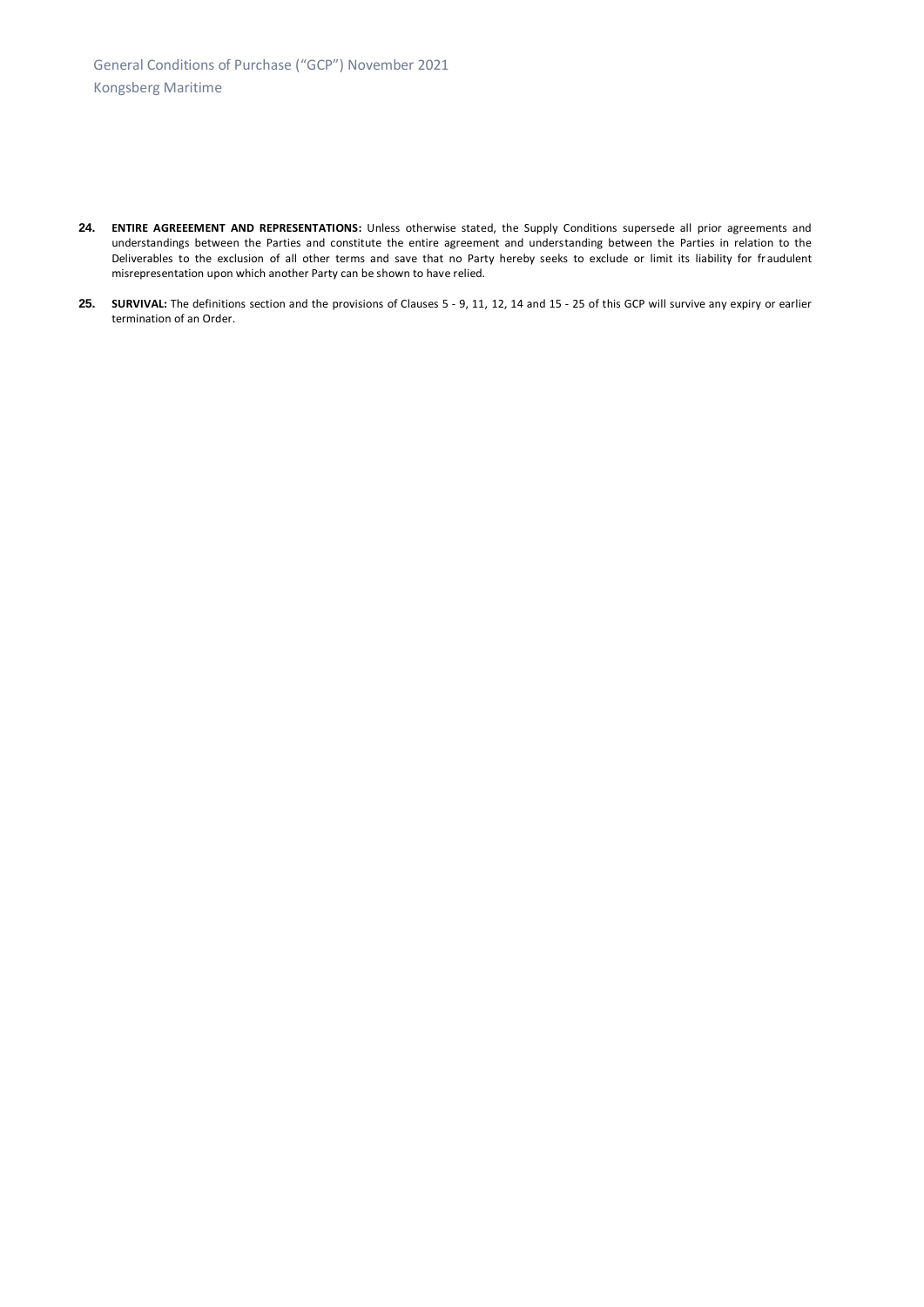**24. ENTIRE AGREEEMENT AND REPRESENTATIONS:** Unless otherwise stated, the Supply Conditions supersede all prior agreements and understandings between the Parties and constitute the entire agreement and understanding between the Parties in relation to the Deliverables to the exclusion of all other terms and save that no Party hereby seeks to exclude or limit its liability for fraudulent misrepresentation upon which another Party can be shown to have relied.

**25. SURVIVAL:** The definitions section and the provisions of Clauses 5 - 9, 11, 12, 14 and 15 - 25 of this GCP will survive any expiry or earlier termination of an Order.